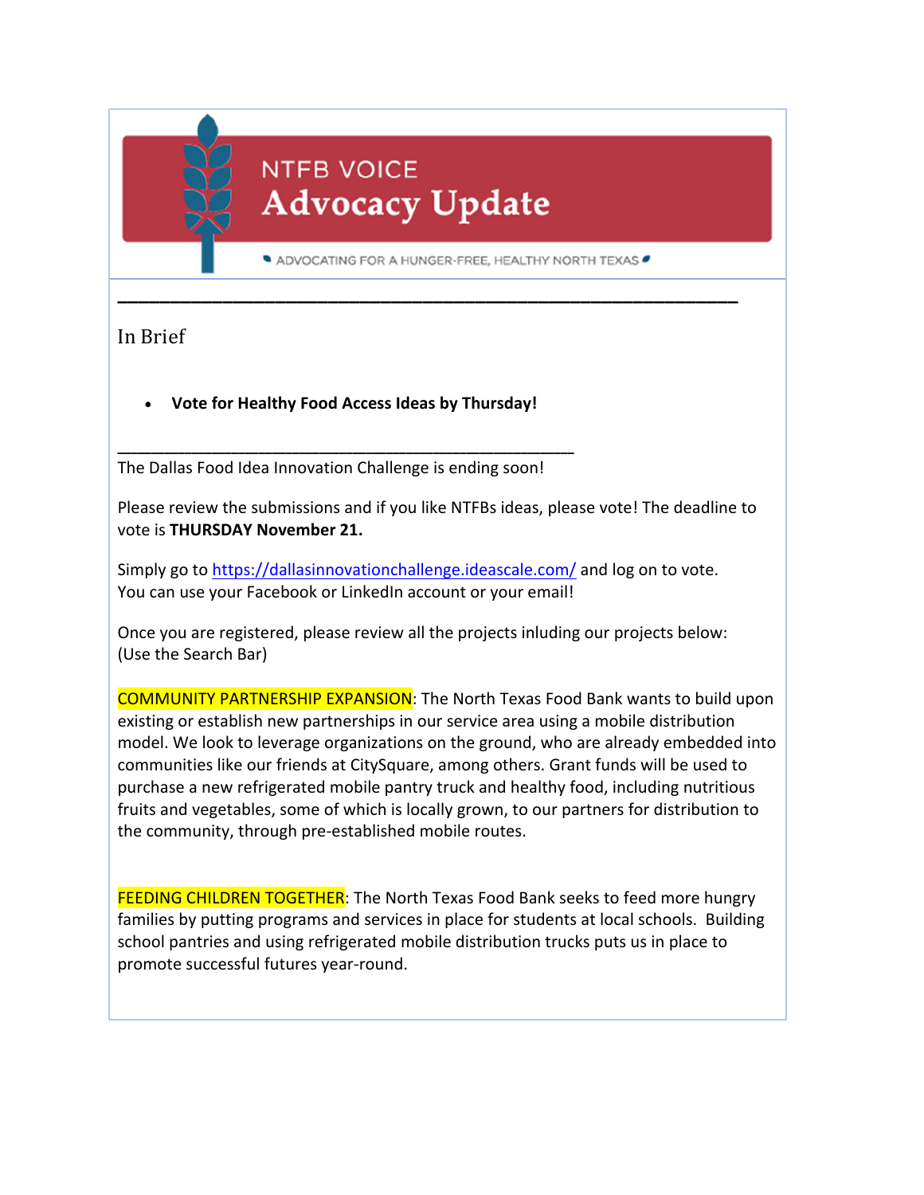NTFB VOICE

# Advocacy Update

ADVOCATING FOR A HUNGER-FREE, HEALTHY NORTH TEXAS

---

## In Brief

- **Vote for Healthy Food Access Ideas by Thursday!**

---

The Dallas Food Idea Innovation Challenge is ending soon!

Please review the submissions and if you like NTFBs ideas, please vote! The deadline to vote is **THURSDAY November 21.**

Simply go to https://dallasinnovationchallenge.ideascale.com/ and log on to vote.
You can use your Facebook or LinkedIn account or your email!

Once you are registered, please review all the projects inluding our projects below:
(Use the Search Bar)

COMMUNITY PARTNERSHIP EXPANSION: The North Texas Food Bank wants to build upon existing or establish new partnerships in our service area using a mobile distribution model. We look to leverage organizations on the ground, who are already embedded into communities like our friends at CitySquare, among others. Grant funds will be used to purchase a new refrigerated mobile pantry truck and healthy food, including nutritious fruits and vegetables, some of which is locally grown, to our partners for distribution to the community, through pre-established mobile routes.

FEEDING CHILDREN TOGETHER: The North Texas Food Bank seeks to feed more hungry families by putting programs and services in place for students at local schools. Building school pantries and using refrigerated mobile distribution trucks puts us in place to promote successful futures year-round.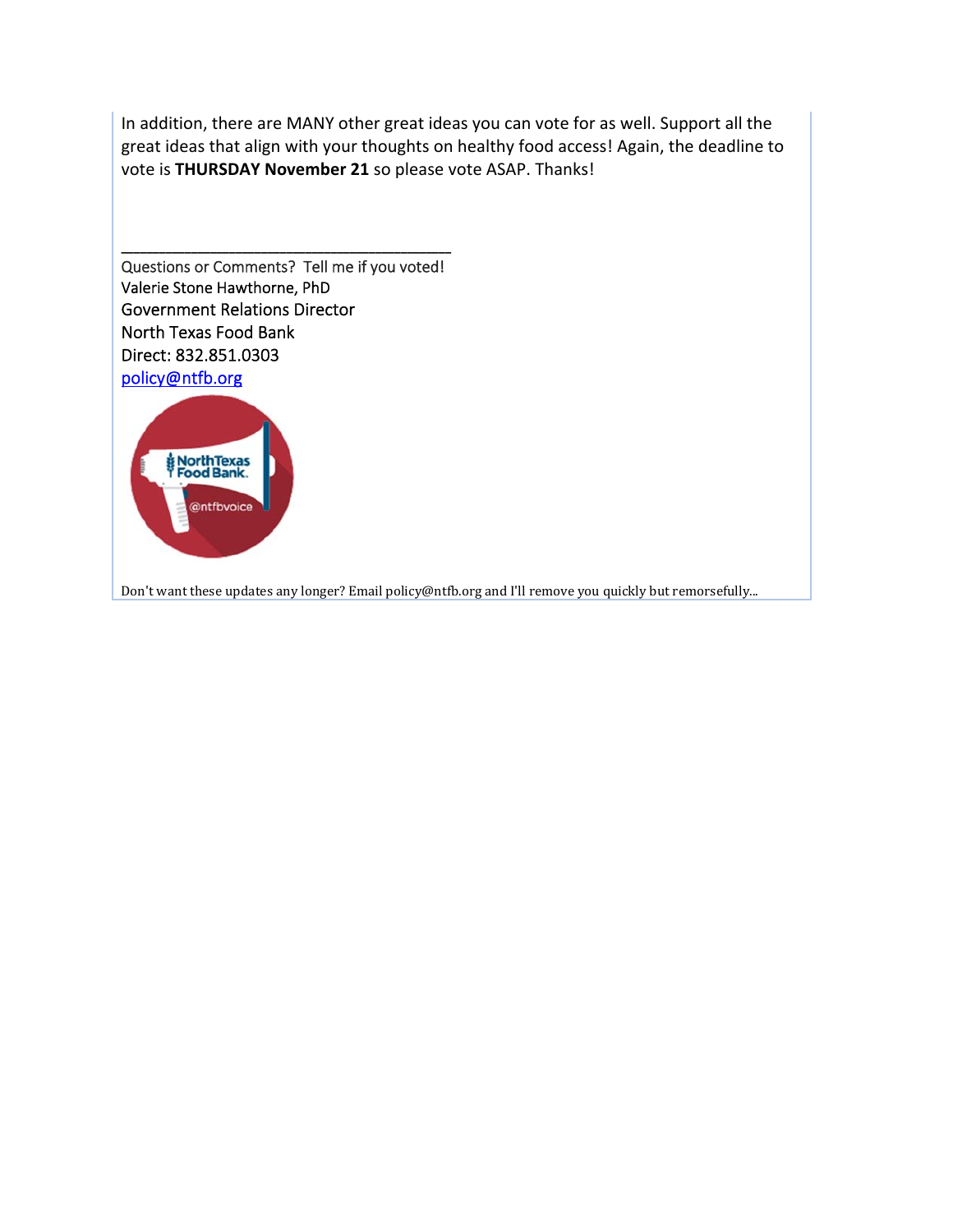In addition, there are MANY other great ideas you can vote for as well. Support all the great ideas that align with your thoughts on healthy food access! Again, the deadline to vote is **THURSDAY November 21** so please vote ASAP. Thanks!

---

Questions or Comments? Tell me if you voted!
Valerie Stone Hawthorne, PhD
Government Relations Director
North Texas Food Bank
Direct: 832.851.0303
policy@ntfb.org

Don't want these updates any longer? Email policy@ntfb.org and I'll remove you quickly but remorsefully...